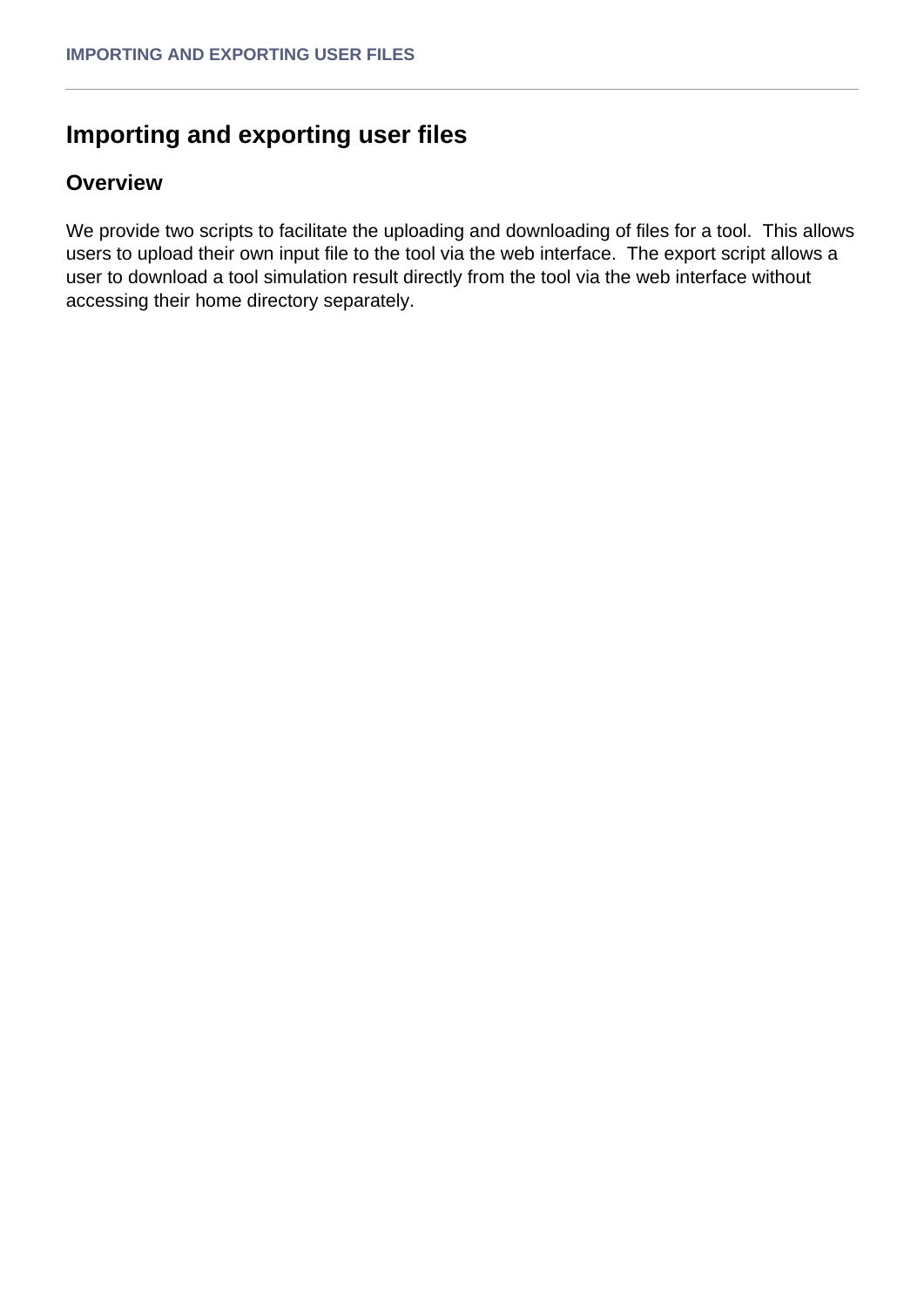# Importing and exporting user files

## Overview

We provide two scripts to facilitate the uploading and downloading of files for a tool. This allows users to upload their own input file to the tool via the web interface. The export script allows a user to download a tool simulation result directly from the tool via the web interface without accessing their home directory separately.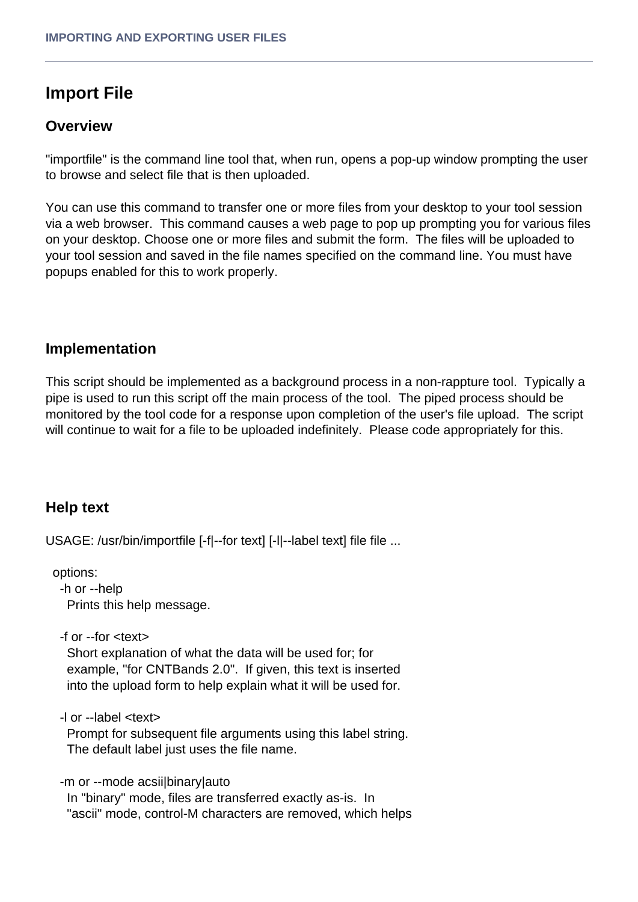# Import File

## Overview

"importfile" is the command line tool that, when run, opens a pop-up window prompting the user to browse and select file that is then uploaded.

You can use this command to transfer one or more files from your desktop to your tool session via a web browser. This command causes a web page to pop up prompting you for various files on your desktop. Choose one or more files and submit the form. The files will be uploaded to your tool session and saved in the file names specified on the command line. You must have popups enabled for this to work properly.

## Implementation

This script should be implemented as a background process in a non-rappture tool. Typically a pipe is used to run this script off the main process of the tool. The piped process should be monitored by the tool code for a response upon completion of the user's file upload. The script will continue to wait for a file to be uploaded indefinitely. Please code appropriately for this.

## Help text

```
USAGE: /usr/bin/importfile [-f|--for text] [-l|--label text] file file ...

  options:
   -h or --help
     Prints this help message.

   -f or --for <text>
     Short explanation of what the data will be used for; for
     example, "for CNTBands 2.0". If given, this text is inserted
     into the upload form to help explain what it will be used for.

   -l or --label <text>
     Prompt for subsequent file arguments using this label string.
     The default label just uses the file name.

   -m or --mode acsii|binary|auto
     In "binary" mode, files are transferred exactly as-is. In
     "ascii" mode, control-M characters are removed, which helps
```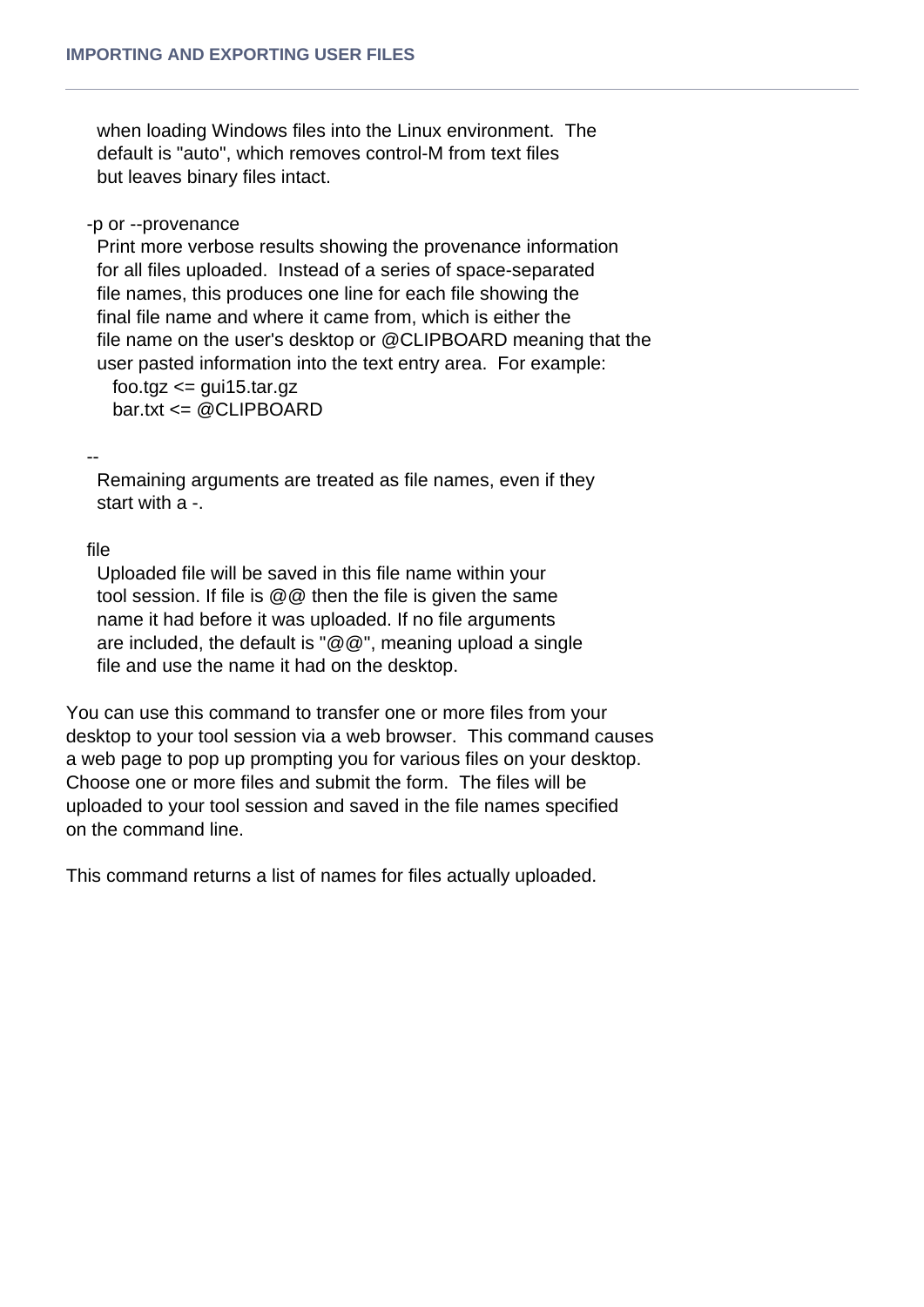when loading Windows files into the Linux environment. The default is "auto", which removes control-M from text files but leaves binary files intact.

-p or --provenance

Print more verbose results showing the provenance information for all files uploaded. Instead of a series of space-separated file names, this produces one line for each file showing the final file name and where it came from, which is either the file name on the user's desktop or @CLIPBOARD meaning that the user pasted information into the text entry area. For example:

```
foo.tgz <= gui15.tar.gz
bar.txt <= @CLIPBOARD
```

--

Remaining arguments are treated as file names, even if they start with a -.

file

Uploaded file will be saved in this file name within your tool session. If file is @@ then the file is given the same name it had before it was uploaded. If no file arguments are included, the default is "@@", meaning upload a single file and use the name it had on the desktop.

You can use this command to transfer one or more files from your desktop to your tool session via a web browser. This command causes a web page to pop up prompting you for various files on your desktop. Choose one or more files and submit the form. The files will be uploaded to your tool session and saved in the file names specified on the command line.

This command returns a list of names for files actually uploaded.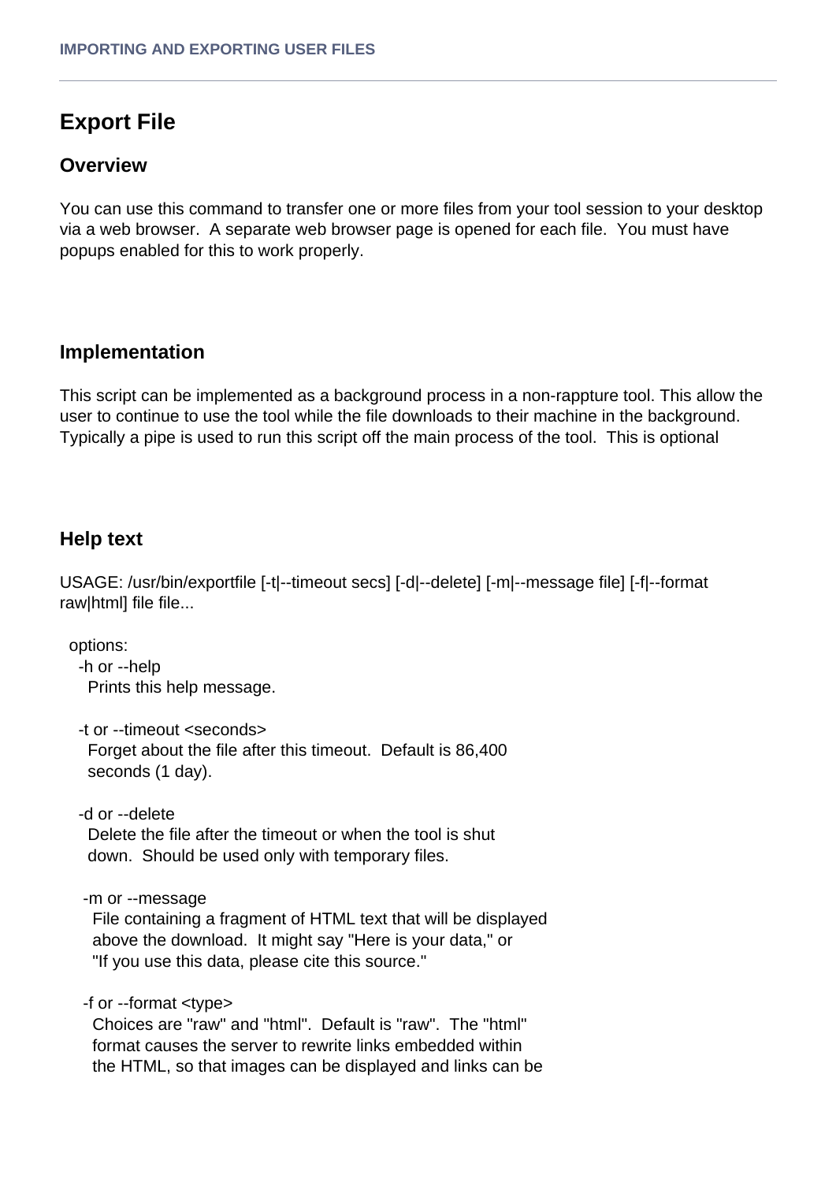## Export File

### Overview

You can use this command to transfer one or more files from your tool session to your desktop via a web browser. A separate web browser page is opened for each file. You must have popups enabled for this to work properly.

### Implementation

This script can be implemented as a background process in a non-rappture tool. This allow the user to continue to use the tool while the file downloads to their machine in the background. Typically a pipe is used to run this script off the main process of the tool. This is optional

### Help text

USAGE: /usr/bin/exportfile [-t|--timeout secs] [-d|--delete] [-m|--message file] [-f|--format raw|html] file file...

```
  options:
    -h or --help
      Prints this help message.

    -t or --timeout <seconds>
      Forget about the file after this timeout.  Default is 86,400
      seconds (1 day).

    -d or --delete
      Delete the file after the timeout or when the tool is shut
      down.  Should be used only with temporary files.

    -m or --message
      File containing a fragment of HTML text that will be displayed
      above the download.  It might say "Here is your data," or
      "If you use this data, please cite this source."

    -f or --format <type>
      Choices are "raw" and "html".  Default is "raw".  The "html"
      format causes the server to rewrite links embedded within
      the HTML, so that images can be displayed and links can be
```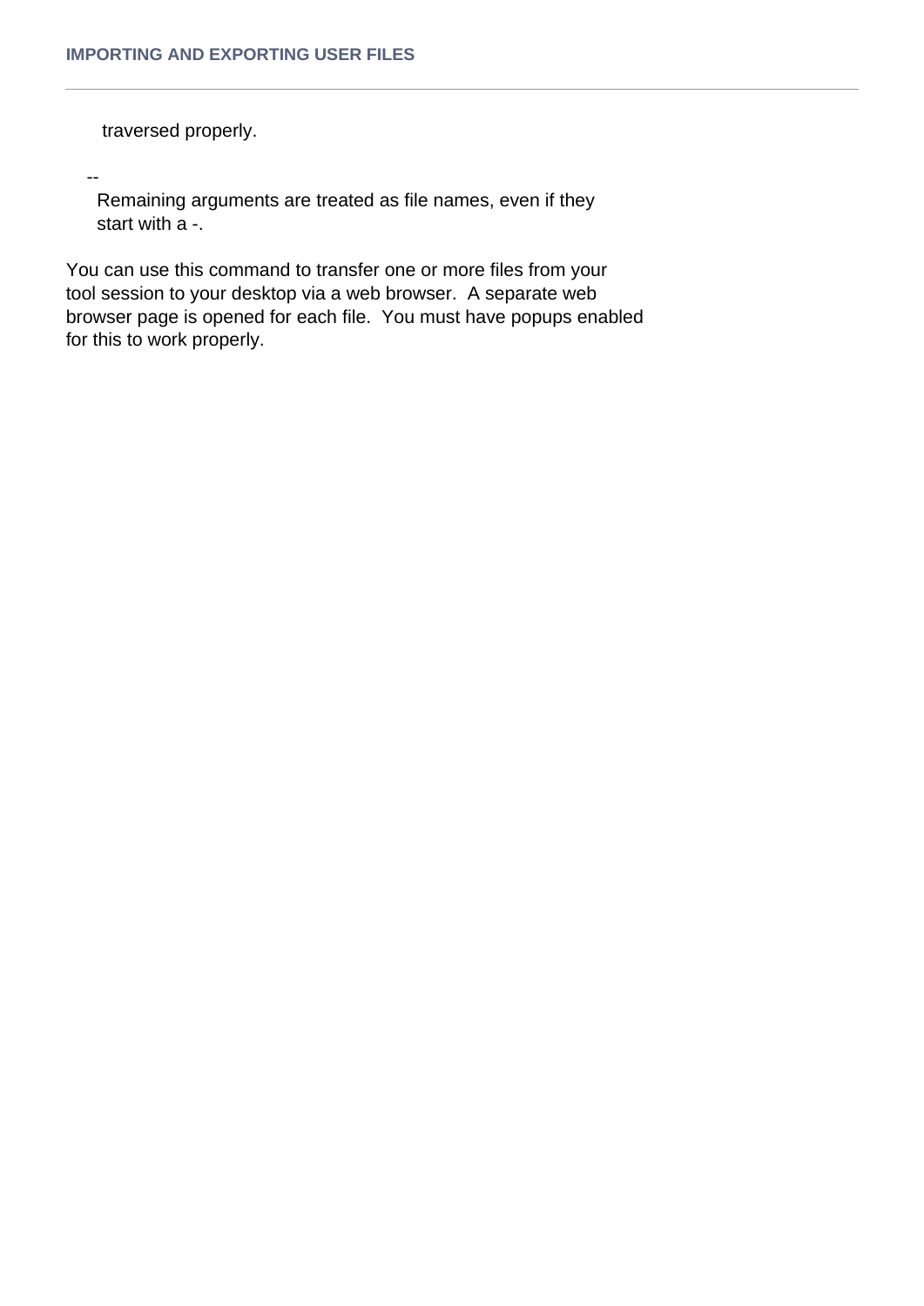traversed properly.

--

Remaining arguments are treated as file names, even if they start with a -.

You can use this command to transfer one or more files from your tool session to your desktop via a web browser. A separate web browser page is opened for each file. You must have popups enabled for this to work properly.